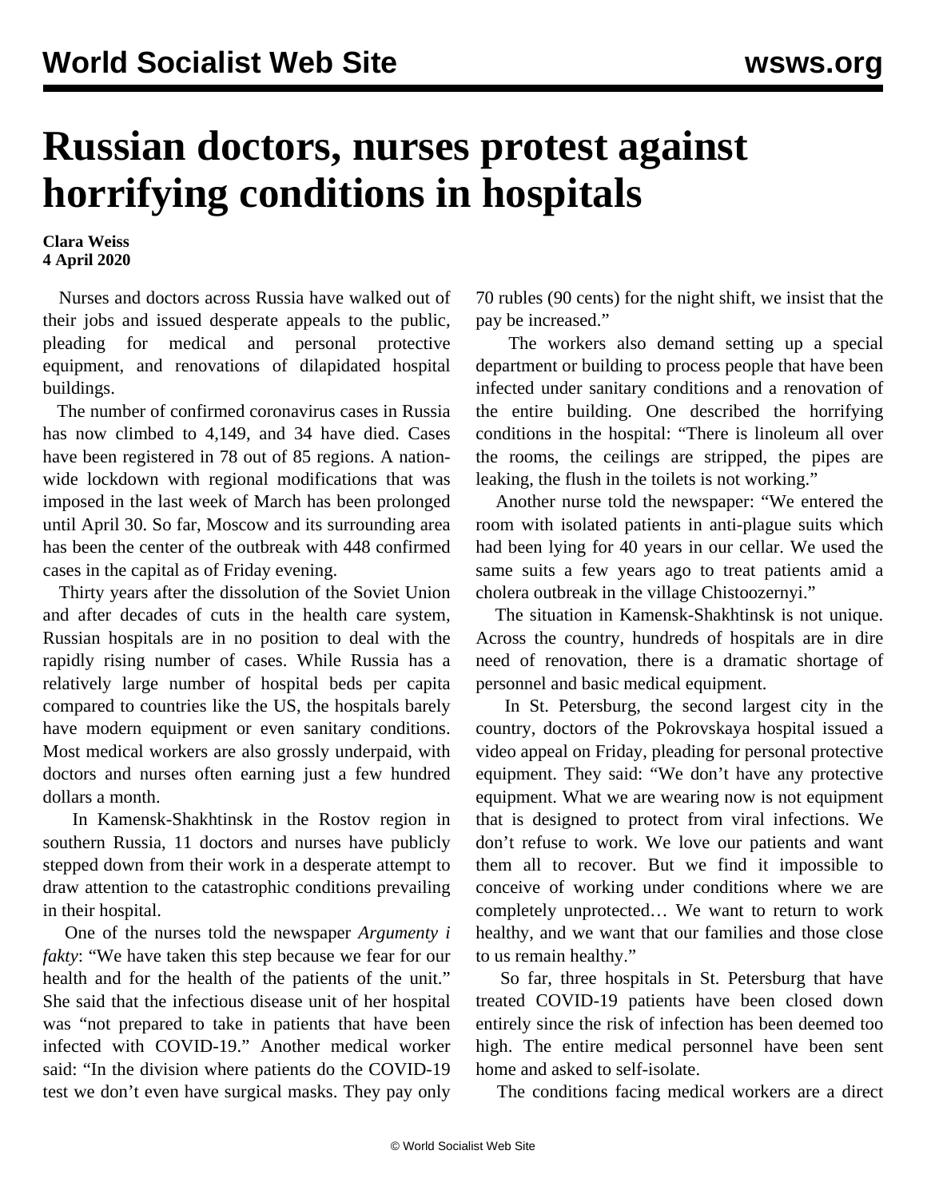# Russian doctors, nurses protest against horrifying conditions in hospitals

**Clara Weiss**
**4 April 2020**

Nurses and doctors across Russia have walked out of their jobs and issued desperate appeals to the public, pleading for medical and personal protective equipment, and renovations of dilapidated hospital buildings.

The number of confirmed coronavirus cases in Russia has now climbed to 4,149, and 34 have died. Cases have been registered in 78 out of 85 regions. A nation-wide lockdown with regional modifications that was imposed in the last week of March has been prolonged until April 30. So far, Moscow and its surrounding area has been the center of the outbreak with 448 confirmed cases in the capital as of Friday evening.

Thirty years after the dissolution of the Soviet Union and after decades of cuts in the health care system, Russian hospitals are in no position to deal with the rapidly rising number of cases. While Russia has a relatively large number of hospital beds per capita compared to countries like the US, the hospitals barely have modern equipment or even sanitary conditions. Most medical workers are also grossly underpaid, with doctors and nurses often earning just a few hundred dollars a month.

In Kamensk-Shakhtinsk in the Rostov region in southern Russia, 11 doctors and nurses have publicly stepped down from their work in a desperate attempt to draw attention to the catastrophic conditions prevailing in their hospital.

One of the nurses told the newspaper *Argumenty i fakty*: "We have taken this step because we fear for our health and for the health of the patients of the unit." She said that the infectious disease unit of her hospital was "not prepared to take in patients that have been infected with COVID-19." Another medical worker said: "In the division where patients do the COVID-19 test we don't even have surgical masks. They pay only 70 rubles (90 cents) for the night shift, we insist that the pay be increased."

The workers also demand setting up a special department or building to process people that have been infected under sanitary conditions and a renovation of the entire building. One described the horrifying conditions in the hospital: "There is linoleum all over the rooms, the ceilings are stripped, the pipes are leaking, the flush in the toilets is not working."

Another nurse told the newspaper: "We entered the room with isolated patients in anti-plague suits which had been lying for 40 years in our cellar. We used the same suits a few years ago to treat patients amid a cholera outbreak in the village Chistoozernyi."

The situation in Kamensk-Shakhtinsk is not unique. Across the country, hundreds of hospitals are in dire need of renovation, there is a dramatic shortage of personnel and basic medical equipment.

In St. Petersburg, the second largest city in the country, doctors of the Pokrovskaya hospital issued a video appeal on Friday, pleading for personal protective equipment. They said: "We don't have any protective equipment. What we are wearing now is not equipment that is designed to protect from viral infections. We don't refuse to work. We love our patients and want them all to recover. But we find it impossible to conceive of working under conditions where we are completely unprotected… We want to return to work healthy, and we want that our families and those close to us remain healthy."

So far, three hospitals in St. Petersburg that have treated COVID-19 patients have been closed down entirely since the risk of infection has been deemed too high. The entire medical personnel have been sent home and asked to self-isolate.

The conditions facing medical workers are a direct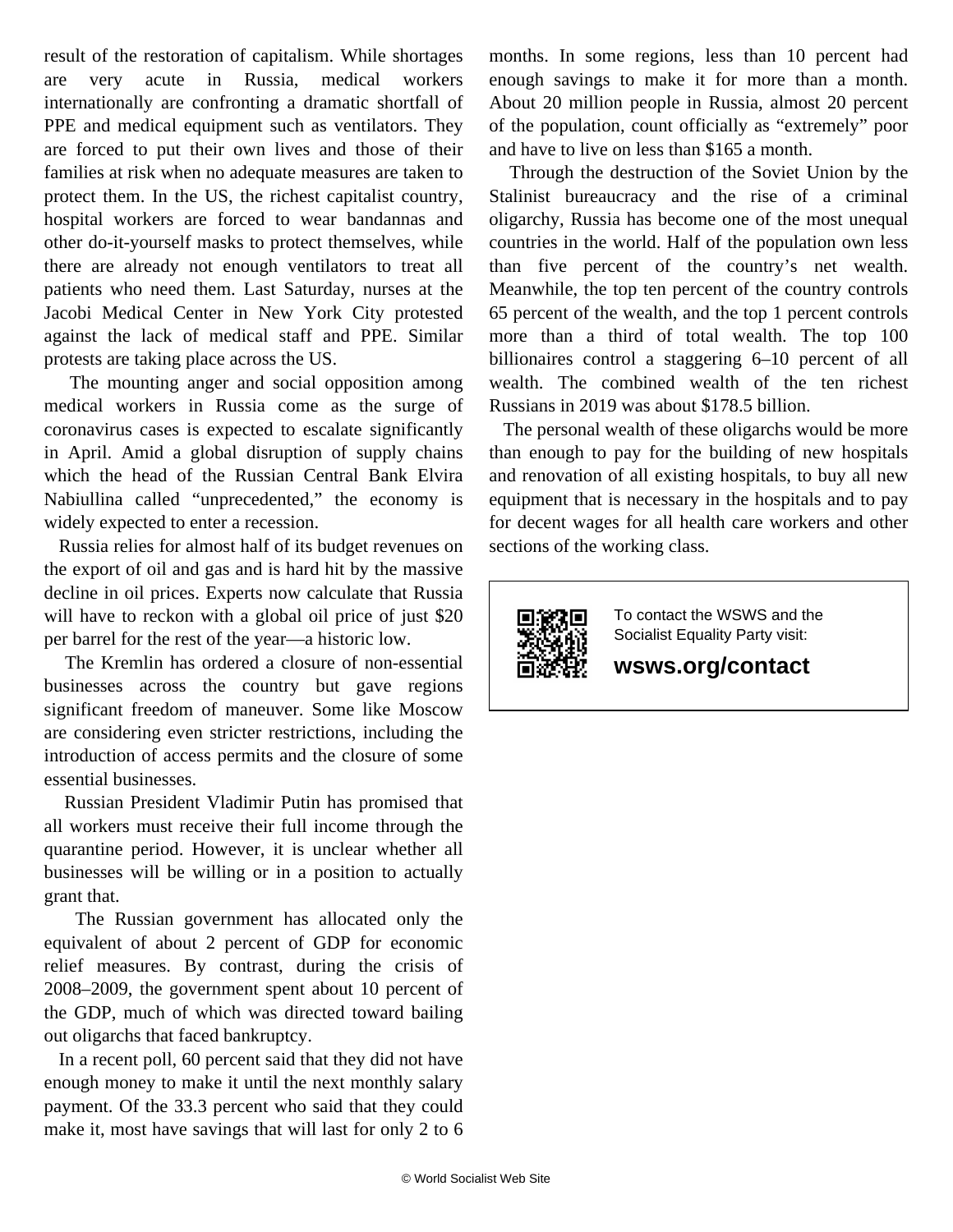result of the restoration of capitalism. While shortages are very acute in Russia, medical workers internationally are confronting a dramatic shortfall of PPE and medical equipment such as ventilators. They are forced to put their own lives and those of their families at risk when no adequate measures are taken to protect them. In the US, the richest capitalist country, hospital workers are forced to wear bandannas and other do-it-yourself masks to protect themselves, while there are already not enough ventilators to treat all patients who need them. Last Saturday, nurses at the Jacobi Medical Center in New York City protested against the lack of medical staff and PPE. Similar protests are taking place across the US.

The mounting anger and social opposition among medical workers in Russia come as the surge of coronavirus cases is expected to escalate significantly in April. Amid a global disruption of supply chains which the head of the Russian Central Bank Elvira Nabiullina called "unprecedented," the economy is widely expected to enter a recession.

Russia relies for almost half of its budget revenues on the export of oil and gas and is hard hit by the massive decline in oil prices. Experts now calculate that Russia will have to reckon with a global oil price of just $20 per barrel for the rest of the year—a historic low.

The Kremlin has ordered a closure of non-essential businesses across the country but gave regions significant freedom of maneuver. Some like Moscow are considering even stricter restrictions, including the introduction of access permits and the closure of some essential businesses.

Russian President Vladimir Putin has promised that all workers must receive their full income through the quarantine period. However, it is unclear whether all businesses will be willing or in a position to actually grant that.

The Russian government has allocated only the equivalent of about 2 percent of GDP for economic relief measures. By contrast, during the crisis of 2008–2009, the government spent about 10 percent of the GDP, much of which was directed toward bailing out oligarchs that faced bankruptcy.

In a recent poll, 60 percent said that they did not have enough money to make it until the next monthly salary payment. Of the 33.3 percent who said that they could make it, most have savings that will last for only 2 to 6 months. In some regions, less than 10 percent had enough savings to make it for more than a month. About 20 million people in Russia, almost 20 percent of the population, count officially as "extremely" poor and have to live on less than $165 a month.

Through the destruction of the Soviet Union by the Stalinist bureaucracy and the rise of a criminal oligarchy, Russia has become one of the most unequal countries in the world. Half of the population own less than five percent of the country's net wealth. Meanwhile, the top ten percent of the country controls 65 percent of the wealth, and the top 1 percent controls more than a third of total wealth. The top 100 billionaires control a staggering 6–10 percent of all wealth. The combined wealth of the ten richest Russians in 2019 was about $178.5 billion.

The personal wealth of these oligarchs would be more than enough to pay for the building of new hospitals and renovation of all existing hospitals, to buy all new equipment that is necessary in the hospitals and to pay for decent wages for all health care workers and other sections of the working class.

To contact the WSWS and the Socialist Equality Party visit:

**wsws.org/contact**